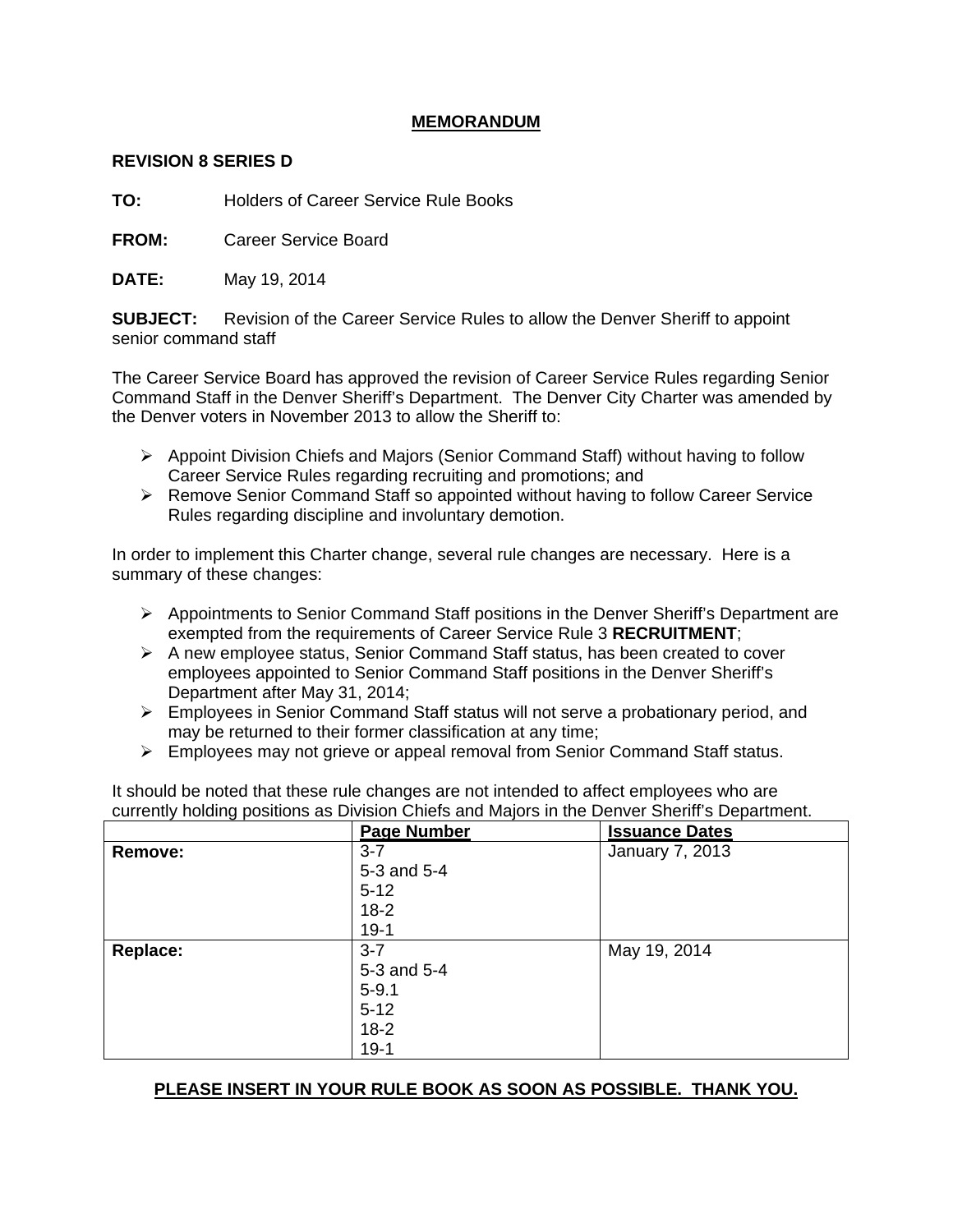# MEMORANDUM

**REVISION 8 SERIES D**

**TO:** Holders of Career Service Rule Books

**FROM:** Career Service Board

**DATE:** May 19, 2014

**SUBJECT:** Revision of the Career Service Rules to allow the Denver Sheriff to appoint senior command staff

The Career Service Board has approved the revision of Career Service Rules regarding Senior Command Staff in the Denver Sheriff's Department. The Denver City Charter was amended by the Denver voters in November 2013 to allow the Sheriff to:

- Appoint Division Chiefs and Majors (Senior Command Staff) without having to follow Career Service Rules regarding recruiting and promotions; and
- Remove Senior Command Staff so appointed without having to follow Career Service Rules regarding discipline and involuntary demotion.

In order to implement this Charter change, several rule changes are necessary. Here is a summary of these changes:

- Appointments to Senior Command Staff positions in the Denver Sheriff's Department are exempted from the requirements of Career Service Rule 3 **RECRUITMENT**;
- A new employee status, Senior Command Staff status, has been created to cover employees appointed to Senior Command Staff positions in the Denver Sheriff's Department after May 31, 2014;
- Employees in Senior Command Staff status will not serve a probationary period, and may be returned to their former classification at any time;
- Employees may not grieve or appeal removal from Senior Command Staff status.

It should be noted that these rule changes are not intended to affect employees who are currently holding positions as Division Chiefs and Majors in the Denver Sheriff's Department.

| | Page Number | Issuance Dates |
|---|---|---|
| **Remove:** | 3-7<br>5-3 and 5-4<br>5-12<br>18-2<br>19-1 | January 7, 2013 |
| **Replace:** | 3-7<br>5-3 and 5-4<br>5-9.1<br>5-12<br>18-2<br>19-1 | May 19, 2014 |

**PLEASE INSERT IN YOUR RULE BOOK AS SOON AS POSSIBLE. THANK YOU.**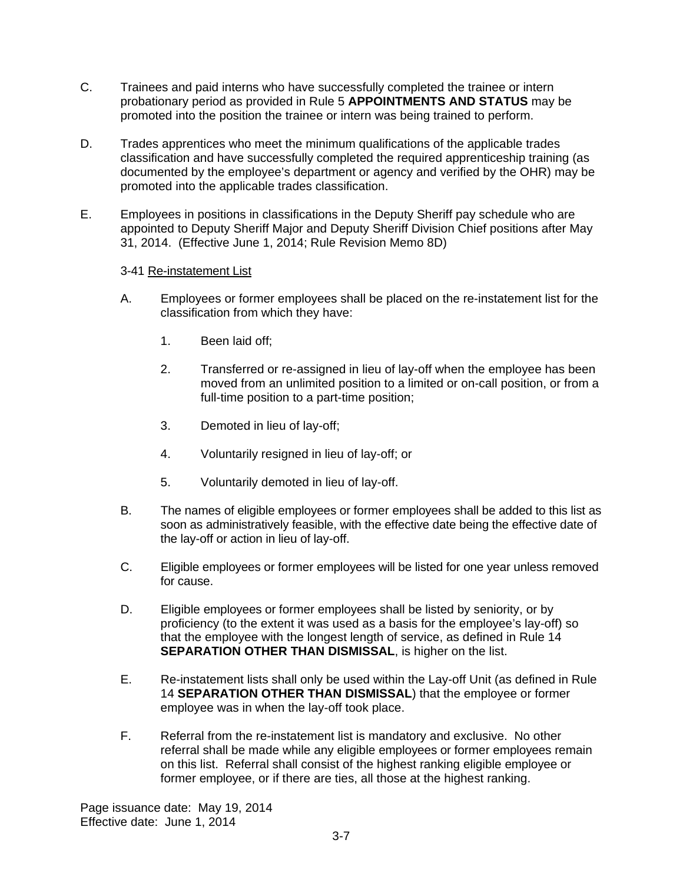C. Trainees and paid interns who have successfully completed the trainee or intern probationary period as provided in Rule 5 **APPOINTMENTS AND STATUS** may be promoted into the position the trainee or intern was being trained to perform.

D. Trades apprentices who meet the minimum qualifications of the applicable trades classification and have successfully completed the required apprenticeship training (as documented by the employee's department or agency and verified by the OHR) may be promoted into the applicable trades classification.

E. Employees in positions in classifications in the Deputy Sheriff pay schedule who are appointed to Deputy Sheriff Major and Deputy Sheriff Division Chief positions after May 31, 2014. (Effective June 1, 2014; Rule Revision Memo 8D)

3-41 Re-instatement List

A. Employees or former employees shall be placed on the re-instatement list for the classification from which they have:

1. Been laid off;

2. Transferred or re-assigned in lieu of lay-off when the employee has been moved from an unlimited position to a limited or on-call position, or from a full-time position to a part-time position;

3. Demoted in lieu of lay-off;

4. Voluntarily resigned in lieu of lay-off; or

5. Voluntarily demoted in lieu of lay-off.

B. The names of eligible employees or former employees shall be added to this list as soon as administratively feasible, with the effective date being the effective date of the lay-off or action in lieu of lay-off.

C. Eligible employees or former employees will be listed for one year unless removed for cause.

D. Eligible employees or former employees shall be listed by seniority, or by proficiency (to the extent it was used as a basis for the employee's lay-off) so that the employee with the longest length of service, as defined in Rule 14 **SEPARATION OTHER THAN DISMISSAL**, is higher on the list.

E. Re-instatement lists shall only be used within the Lay-off Unit (as defined in Rule 14 **SEPARATION OTHER THAN DISMISSAL**) that the employee or former employee was in when the lay-off took place.

F. Referral from the re-instatement list is mandatory and exclusive. No other referral shall be made while any eligible employees or former employees remain on this list. Referral shall consist of the highest ranking eligible employee or former employee, or if there are ties, all those at the highest ranking.

Page issuance date: May 19, 2014
Effective date: June 1, 2014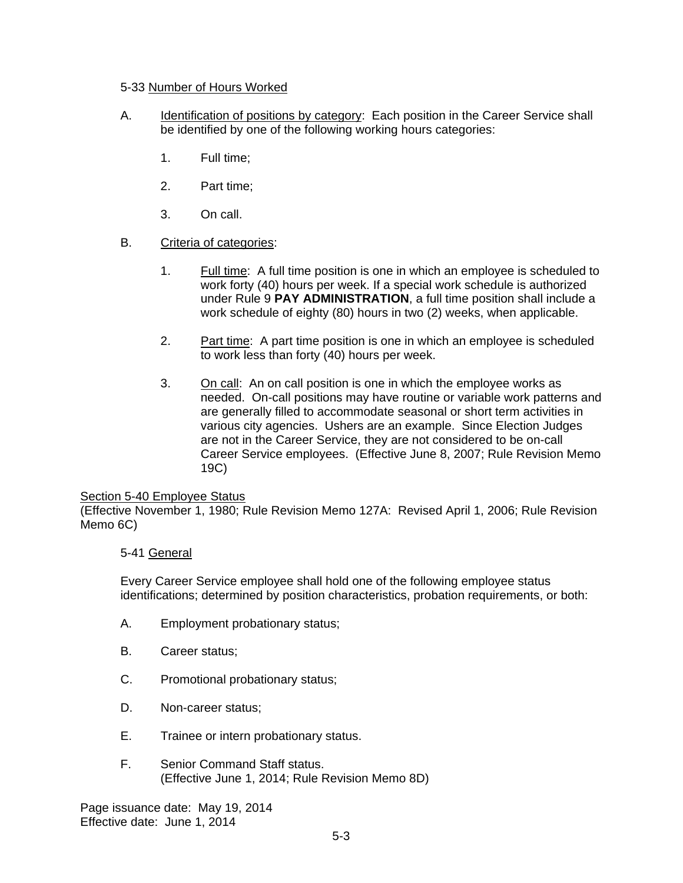5-33 Number of Hours Worked

A. Identification of positions by category: Each position in the Career Service shall be identified by one of the following working hours categories:

   1. Full time;

   2. Part time;

   3. On call.

B. Criteria of categories:

   1. Full time: A full time position is one in which an employee is scheduled to work forty (40) hours per week. If a special work schedule is authorized under Rule 9 **PAY ADMINISTRATION**, a full time position shall include a work schedule of eighty (80) hours in two (2) weeks, when applicable.

   2. Part time: A part time position is one in which an employee is scheduled to work less than forty (40) hours per week.

   3. On call: An on call position is one in which the employee works as needed. On-call positions may have routine or variable work patterns and are generally filled to accommodate seasonal or short term activities in various city agencies. Ushers are an example. Since Election Judges are not in the Career Service, they are not considered to be on-call Career Service employees. (Effective June 8, 2007; Rule Revision Memo 19C)

## Section 5-40 Employee Status

(Effective November 1, 1980; Rule Revision Memo 127A: Revised April 1, 2006; Rule Revision Memo 6C)

5-41 General

Every Career Service employee shall hold one of the following employee status identifications; determined by position characteristics, probation requirements, or both:

A. Employment probationary status;

B. Career status;

C. Promotional probationary status;

D. Non-career status;

E. Trainee or intern probationary status.

F. Senior Command Staff status.
(Effective June 1, 2014; Rule Revision Memo 8D)

Page issuance date: May 19, 2014
Effective date: June 1, 2014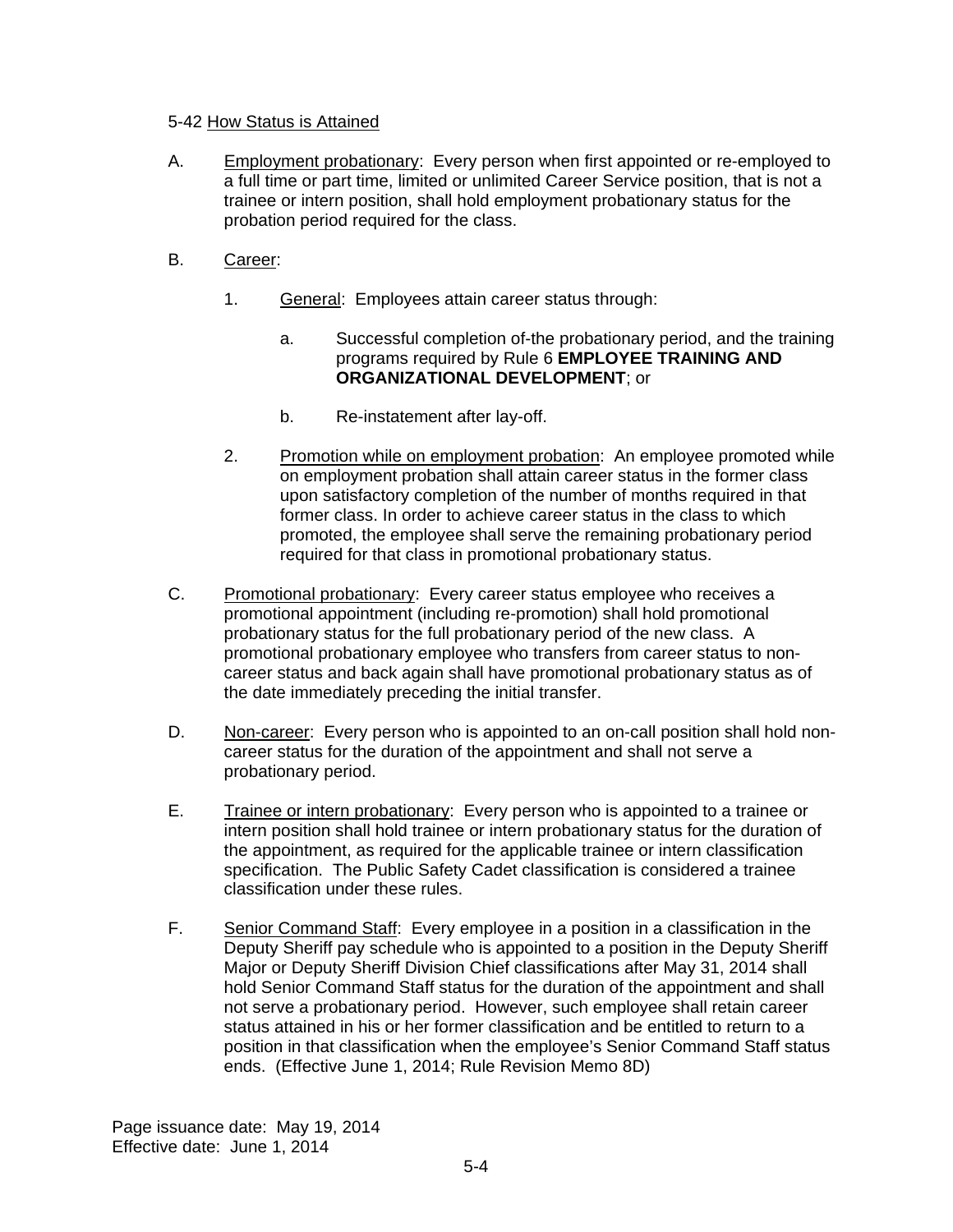5-42 How Status is Attained

A. Employment probationary: Every person when first appointed or re-employed to a full time or part time, limited or unlimited Career Service position, that is not a trainee or intern position, shall hold employment probationary status for the probation period required for the class.

B. Career:

1. General: Employees attain career status through:

a. Successful completion of-the probationary period, and the training programs required by Rule 6 **EMPLOYEE TRAINING AND ORGANIZATIONAL DEVELOPMENT**; or

b. Re-instatement after lay-off.

2. Promotion while on employment probation: An employee promoted while on employment probation shall attain career status in the former class upon satisfactory completion of the number of months required in that former class. In order to achieve career status in the class to which promoted, the employee shall serve the remaining probationary period required for that class in promotional probationary status.

C. Promotional probationary: Every career status employee who receives a promotional appointment (including re-promotion) shall hold promotional probationary status for the full probationary period of the new class. A promotional probationary employee who transfers from career status to non-career status and back again shall have promotional probationary status as of the date immediately preceding the initial transfer.

D. Non-career: Every person who is appointed to an on-call position shall hold non-career status for the duration of the appointment and shall not serve a probationary period.

E. Trainee or intern probationary: Every person who is appointed to a trainee or intern position shall hold trainee or intern probationary status for the duration of the appointment, as required for the applicable trainee or intern classification specification. The Public Safety Cadet classification is considered a trainee classification under these rules.

F. Senior Command Staff: Every employee in a position in a classification in the Deputy Sheriff pay schedule who is appointed to a position in the Deputy Sheriff Major or Deputy Sheriff Division Chief classifications after May 31, 2014 shall hold Senior Command Staff status for the duration of the appointment and shall not serve a probationary period. However, such employee shall retain career status attained in his or her former classification and be entitled to return to a position in that classification when the employee's Senior Command Staff status ends. (Effective June 1, 2014; Rule Revision Memo 8D)

Page issuance date: May 19, 2014
Effective date: June 1, 2014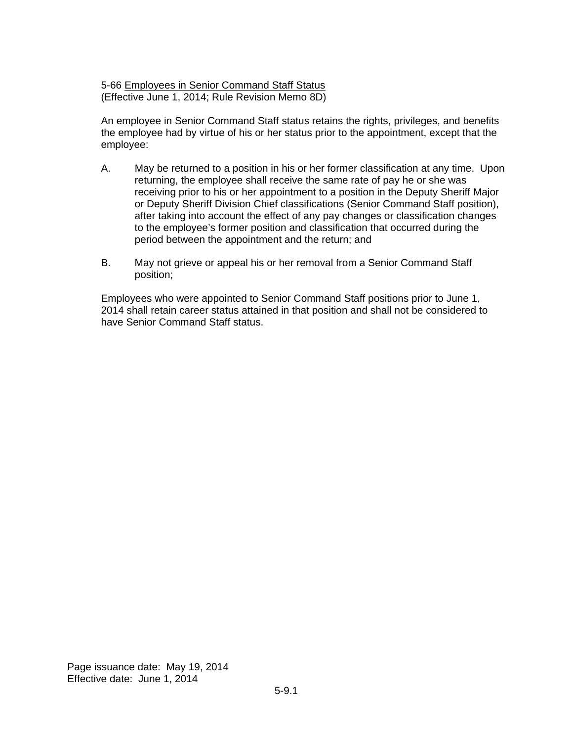5-66 Employees in Senior Command Staff Status
(Effective June 1, 2014; Rule Revision Memo 8D)

An employee in Senior Command Staff status retains the rights, privileges, and benefits the employee had by virtue of his or her status prior to the appointment, except that the employee:

A. May be returned to a position in his or her former classification at any time. Upon returning, the employee shall receive the same rate of pay he or she was receiving prior to his or her appointment to a position in the Deputy Sheriff Major or Deputy Sheriff Division Chief classifications (Senior Command Staff position), after taking into account the effect of any pay changes or classification changes to the employee's former position and classification that occurred during the period between the appointment and the return; and

B. May not grieve or appeal his or her removal from a Senior Command Staff position;

Employees who were appointed to Senior Command Staff positions prior to June 1, 2014 shall retain career status attained in that position and shall not be considered to have Senior Command Staff status.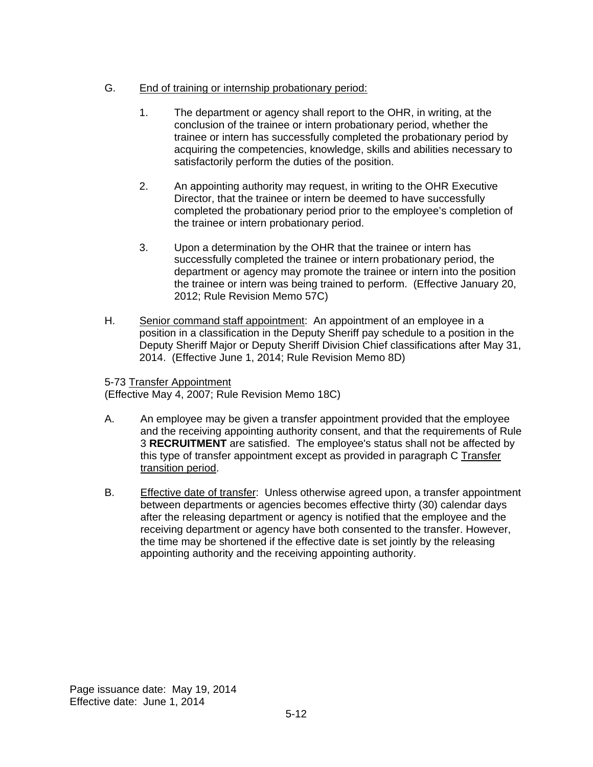G. <u>End of training or internship probationary period:</u>

   1. The department or agency shall report to the OHR, in writing, at the conclusion of the trainee or intern probationary period, whether the trainee or intern has successfully completed the probationary period by acquiring the competencies, knowledge, skills and abilities necessary to satisfactorily perform the duties of the position.

   2. An appointing authority may request, in writing to the OHR Executive Director, that the trainee or intern be deemed to have successfully completed the probationary period prior to the employee's completion of the trainee or intern probationary period.

   3. Upon a determination by the OHR that the trainee or intern has successfully completed the trainee or intern probationary period, the department or agency may promote the trainee or intern into the position the trainee or intern was being trained to perform. (Effective January 20, 2012; Rule Revision Memo 57C)

H. <u>Senior command staff appointment</u>: An appointment of an employee in a position in a classification in the Deputy Sheriff pay schedule to a position in the Deputy Sheriff Major or Deputy Sheriff Division Chief classifications after May 31, 2014. (Effective June 1, 2014; Rule Revision Memo 8D)

5-73 <u>Transfer Appointment</u>
(Effective May 4, 2007; Rule Revision Memo 18C)

A. An employee may be given a transfer appointment provided that the employee and the receiving appointing authority consent, and that the requirements of Rule 3 **RECRUITMENT** are satisfied. The employee's status shall not be affected by this type of transfer appointment except as provided in paragraph C <u>Transfer transition period</u>.

B. <u>Effective date of transfer</u>: Unless otherwise agreed upon, a transfer appointment between departments or agencies becomes effective thirty (30) calendar days after the releasing department or agency is notified that the employee and the receiving department or agency have both consented to the transfer. However, the time may be shortened if the effective date is set jointly by the releasing appointing authority and the receiving appointing authority.

Page issuance date: May 19, 2014
Effective date: June 1, 2014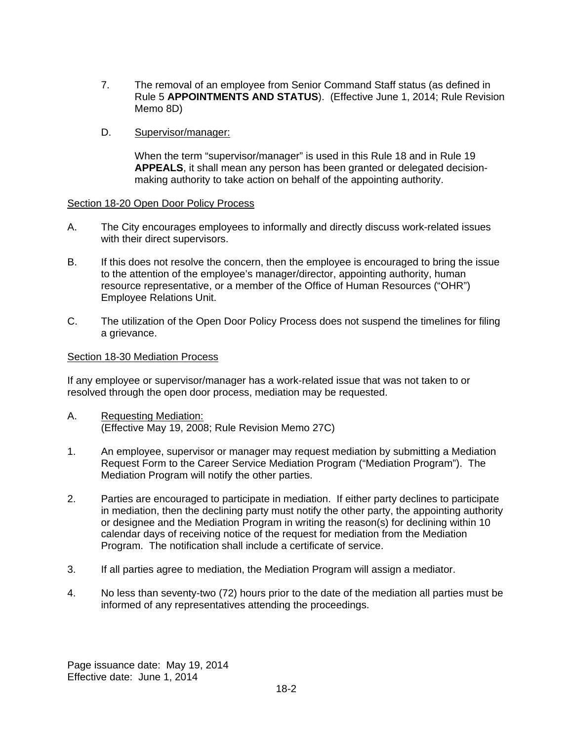7. The removal of an employee from Senior Command Staff status (as defined in Rule 5 **APPOINTMENTS AND STATUS**). (Effective June 1, 2014; Rule Revision Memo 8D)

D. Supervisor/manager:

When the term "supervisor/manager" is used in this Rule 18 and in Rule 19 **APPEALS**, it shall mean any person has been granted or delegated decision-making authority to take action on behalf of the appointing authority.

Section 18-20 Open Door Policy Process

A. The City encourages employees to informally and directly discuss work-related issues with their direct supervisors.

B. If this does not resolve the concern, then the employee is encouraged to bring the issue to the attention of the employee's manager/director, appointing authority, human resource representative, or a member of the Office of Human Resources ("OHR") Employee Relations Unit.

C. The utilization of the Open Door Policy Process does not suspend the timelines for filing a grievance.

Section 18-30 Mediation Process

If any employee or supervisor/manager has a work-related issue that was not taken to or resolved through the open door process, mediation may be requested.

A. Requesting Mediation:
(Effective May 19, 2008; Rule Revision Memo 27C)

1. An employee, supervisor or manager may request mediation by submitting a Mediation Request Form to the Career Service Mediation Program ("Mediation Program"). The Mediation Program will notify the other parties.

2. Parties are encouraged to participate in mediation. If either party declines to participate in mediation, then the declining party must notify the other party, the appointing authority or designee and the Mediation Program in writing the reason(s) for declining within 10 calendar days of receiving notice of the request for mediation from the Mediation Program. The notification shall include a certificate of service.

3. If all parties agree to mediation, the Mediation Program will assign a mediator.

4. No less than seventy-two (72) hours prior to the date of the mediation all parties must be informed of any representatives attending the proceedings.

Page issuance date: May 19, 2014
Effective date: June 1, 2014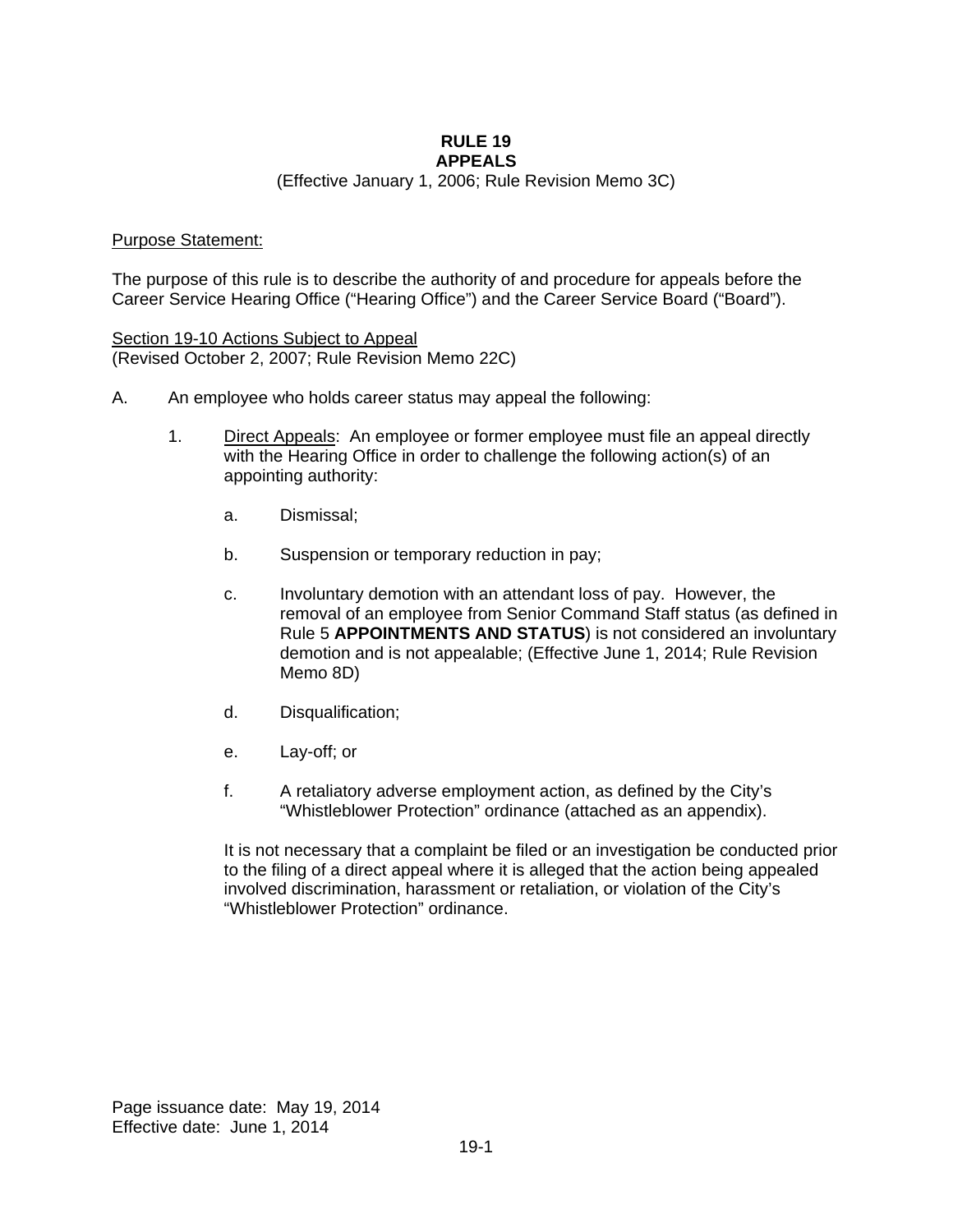# RULE 19
# APPEALS

(Effective January 1, 2006; Rule Revision Memo 3C)

Purpose Statement:

The purpose of this rule is to describe the authority of and procedure for appeals before the Career Service Hearing Office ("Hearing Office") and the Career Service Board ("Board").

Section 19-10 Actions Subject to Appeal
(Revised October 2, 2007; Rule Revision Memo 22C)

A. An employee who holds career status may appeal the following:

   1. Direct Appeals: An employee or former employee must file an appeal directly with the Hearing Office in order to challenge the following action(s) of an appointing authority:

      a. Dismissal;

      b. Suspension or temporary reduction in pay;

      c. Involuntary demotion with an attendant loss of pay. However, the removal of an employee from Senior Command Staff status (as defined in Rule 5 **APPOINTMENTS AND STATUS**) is not considered an involuntary demotion and is not appealable; (Effective June 1, 2014; Rule Revision Memo 8D)

      d. Disqualification;

      e. Lay-off; or

      f. A retaliatory adverse employment action, as defined by the City's "Whistleblower Protection" ordinance (attached as an appendix).

      It is not necessary that a complaint be filed or an investigation be conducted prior to the filing of a direct appeal where it is alleged that the action being appealed involved discrimination, harassment or retaliation, or violation of the City's "Whistleblower Protection" ordinance.

Page issuance date: May 19, 2014
Effective date: June 1, 2014